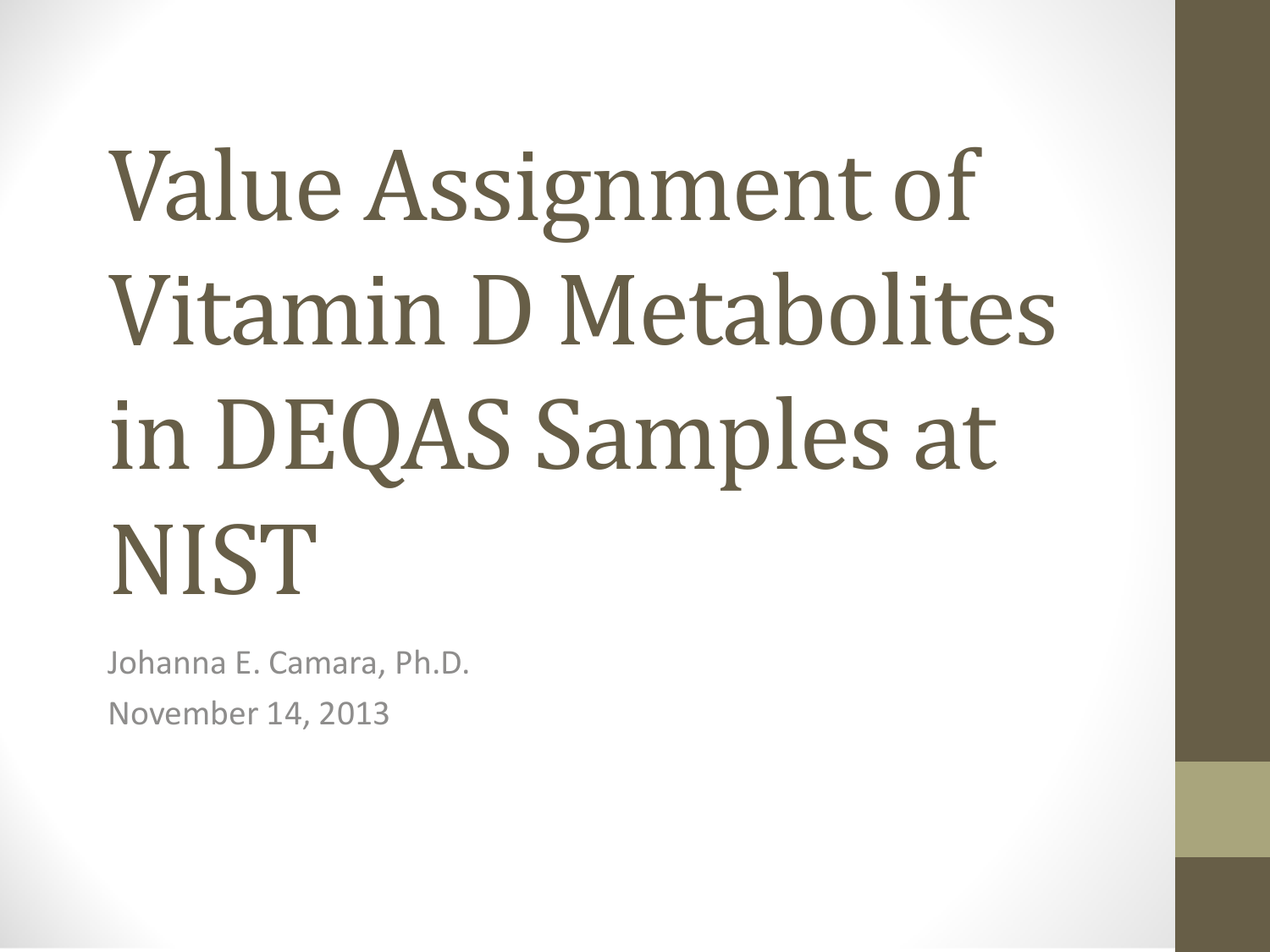# Value Assignment of Vitamin D Metabolites in DEQAS Samples at NIST

Johanna E. Camara, Ph.D.

November 14, 2013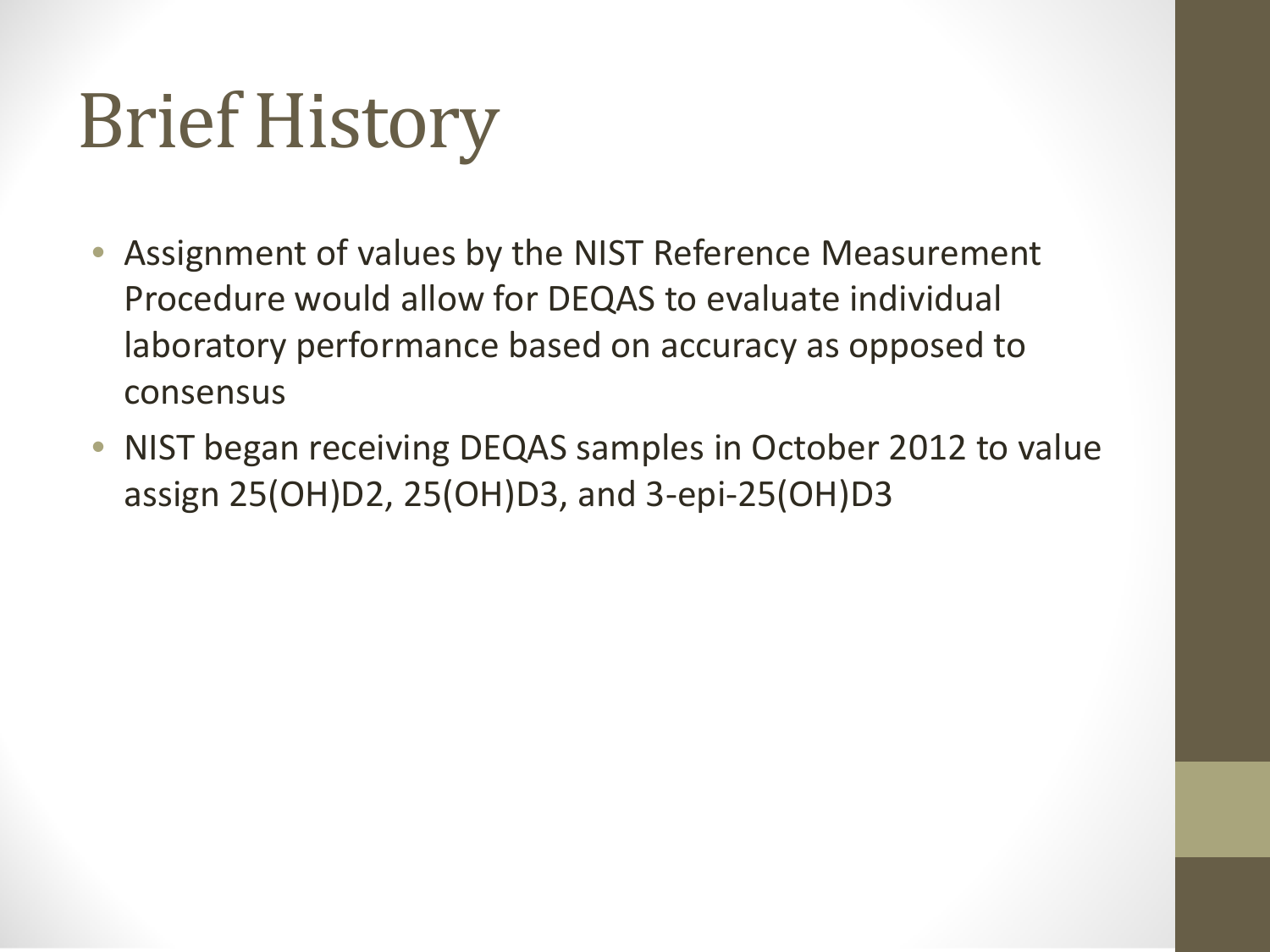# Brief History

- Assignment of values by the NIST Reference Measurement Procedure would allow for DEQAS to evaluate individual laboratory performance based on accuracy as opposed to consensus
- NIST began receiving DEQAS samples in October 2012 to value assign 25(OH)D2, 25(OH)D3, and 3-epi-25(OH)D3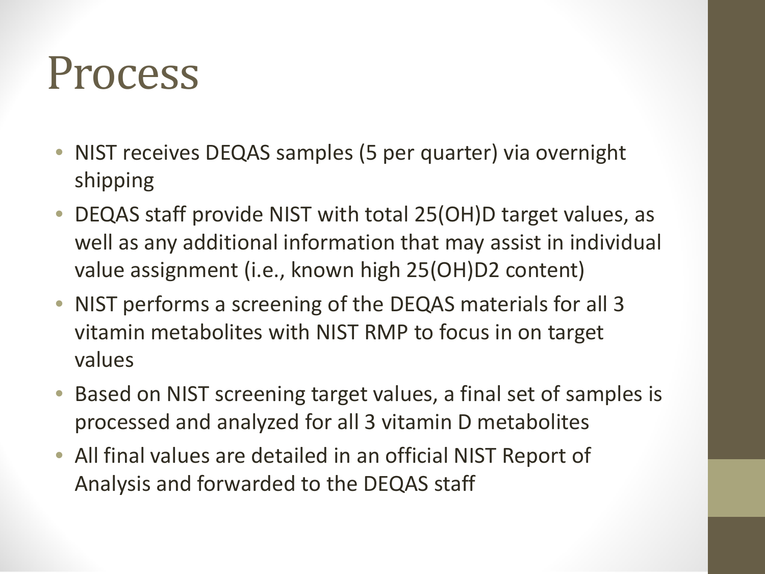# Process

- NIST receives DEQAS samples (5 per quarter) via overnight shipping
- DEQAS staff provide NIST with total 25(OH)D target values, as well as any additional information that may assist in individual value assignment (i.e., known high 25(OH)D2 content)
- NIST performs a screening of the DEQAS materials for all 3 vitamin metabolites with NIST RMP to focus in on target values
- Based on NIST screening target values, a final set of samples is processed and analyzed for all 3 vitamin D metabolites
- All final values are detailed in an official NIST Report of Analysis and forwarded to the DEQAS staff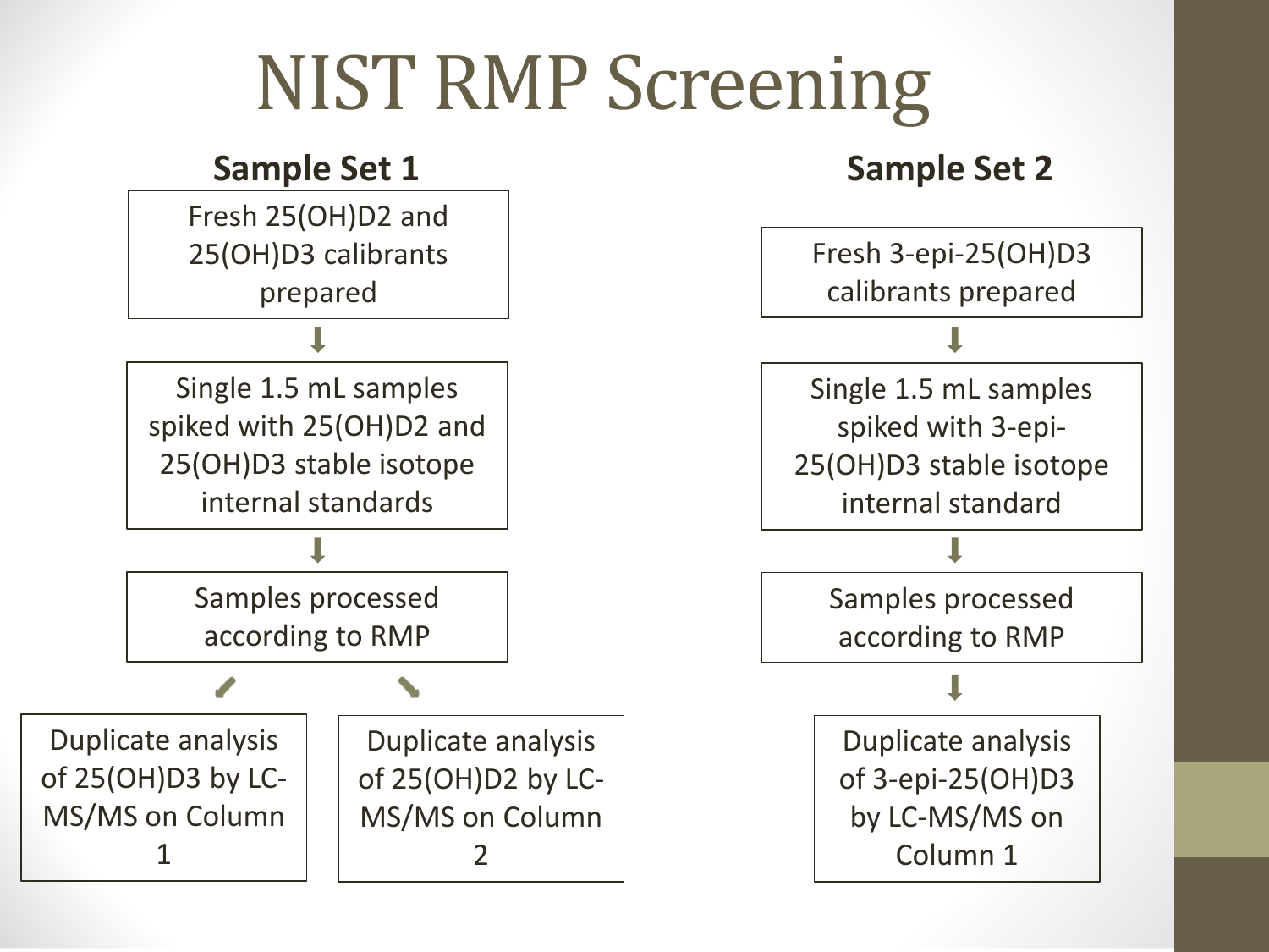# NIST RMP Screening

## Sample Set 1

1. Fresh 25(OH)D2 and 25(OH)D3 calibrants prepared
2. Single 1.5 mL samples spiked with 25(OH)D2 and 25(OH)D3 stable isotope internal standards
3. Samples processed according to RMP
4. Analysis:
   - Duplicate analysis of 25(OH)D3 by LC-MS/MS on Column 1
   - Duplicate analysis of 25(OH)D2 by LC-MS/MS on Column 2

## Sample Set 2

1. Fresh 3-epi-25(OH)D3 calibrants prepared
2. Single 1.5 mL samples spiked with 3-epi-25(OH)D3 stable isotope internal standard
3. Samples processed according to RMP
4. Duplicate analysis of 3-epi-25(OH)D3 by LC-MS/MS on Column 1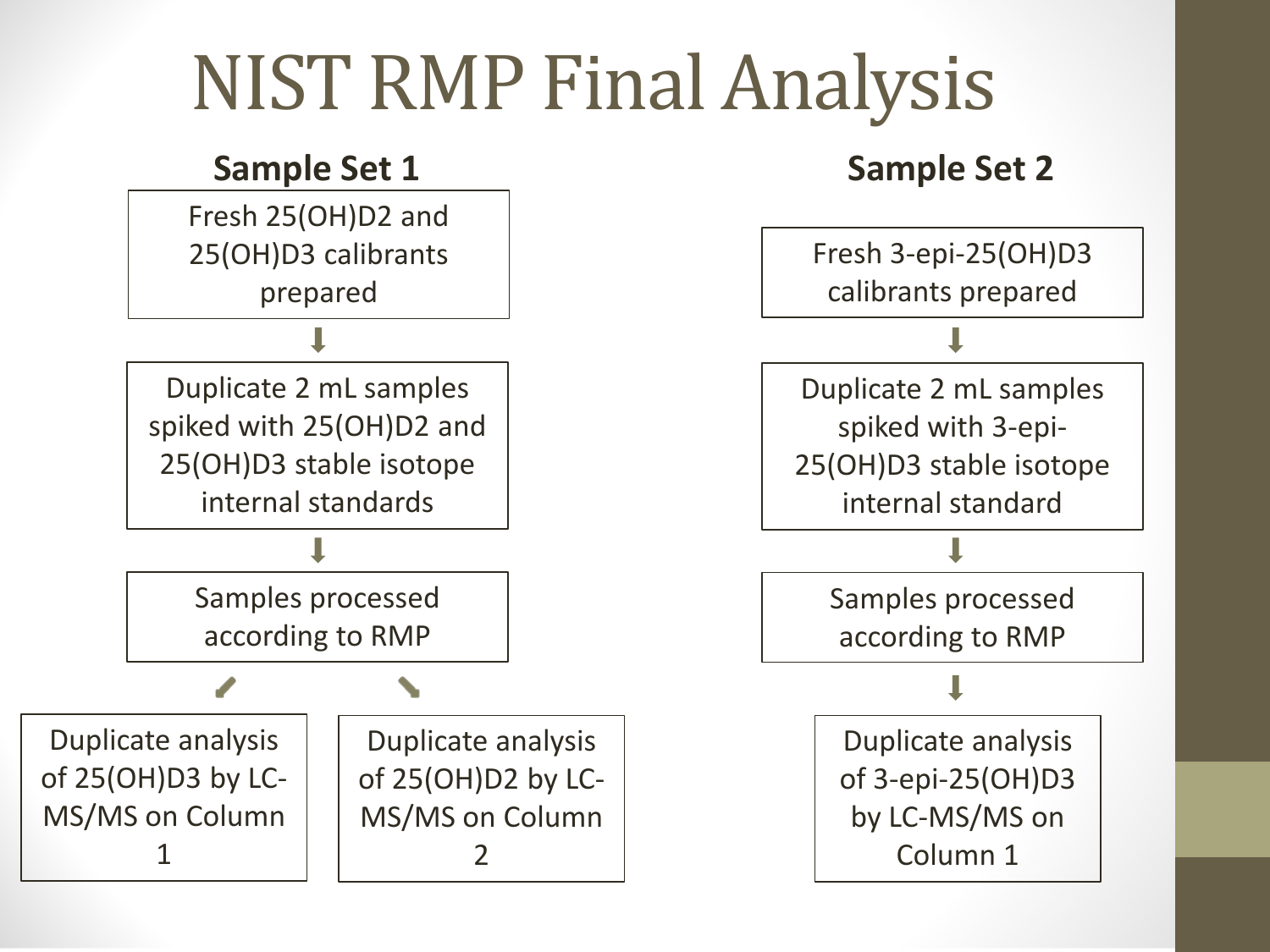# NIST RMP Final Analysis

## Sample Set 1

Fresh 25(OH)D2 and 25(OH)D3 calibrants prepared

↓

Duplicate 2 mL samples spiked with 25(OH)D2 and 25(OH)D3 stable isotope internal standards

↓

Samples processed according to RMP

↙ ↘

- Duplicate analysis of 25(OH)D3 by LC-MS/MS on Column 1
- Duplicate analysis of 25(OH)D2 by LC-MS/MS on Column 2

## Sample Set 2

Fresh 3-epi-25(OH)D3 calibrants prepared

↓

Duplicate 2 mL samples spiked with 3-epi-25(OH)D3 stable isotope internal standard

↓

Samples processed according to RMP

↓

Duplicate analysis of 3-epi-25(OH)D3 by LC-MS/MS on Column 1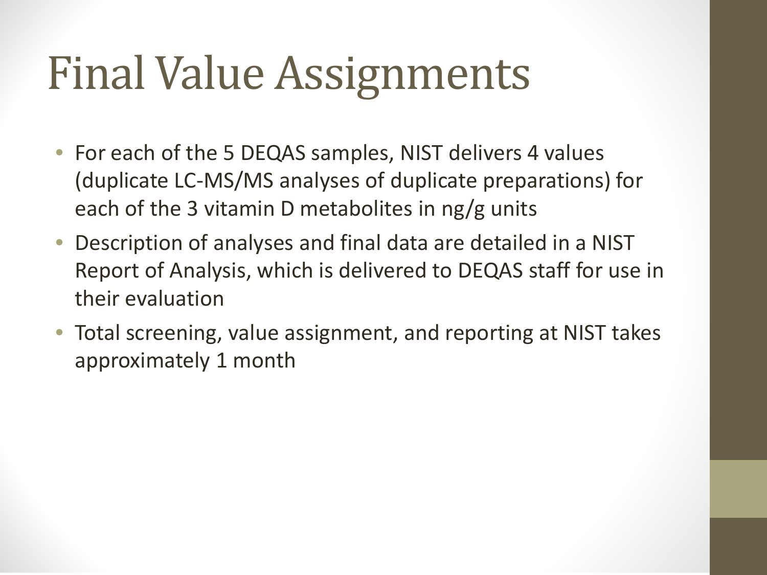# Final Value Assignments

- For each of the 5 DEQAS samples, NIST delivers 4 values (duplicate LC-MS/MS analyses of duplicate preparations) for each of the 3 vitamin D metabolites in ng/g units
- Description of analyses and final data are detailed in a NIST Report of Analysis, which is delivered to DEQAS staff for use in their evaluation
- Total screening, value assignment, and reporting at NIST takes approximately 1 month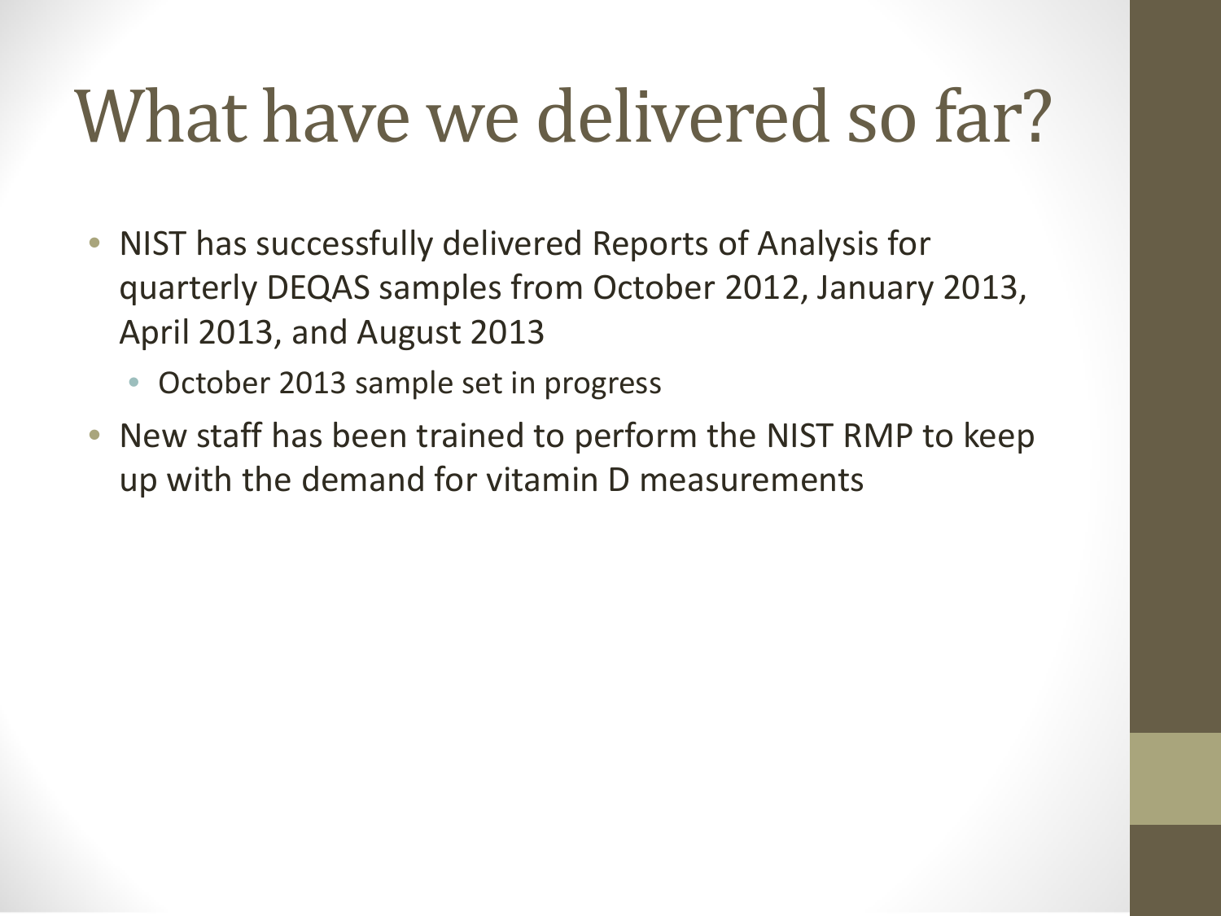# What have we delivered so far?

- NIST has successfully delivered Reports of Analysis for quarterly DEQAS samples from October 2012, January 2013, April 2013, and August 2013
  - October 2013 sample set in progress
- New staff has been trained to perform the NIST RMP to keep up with the demand for vitamin D measurements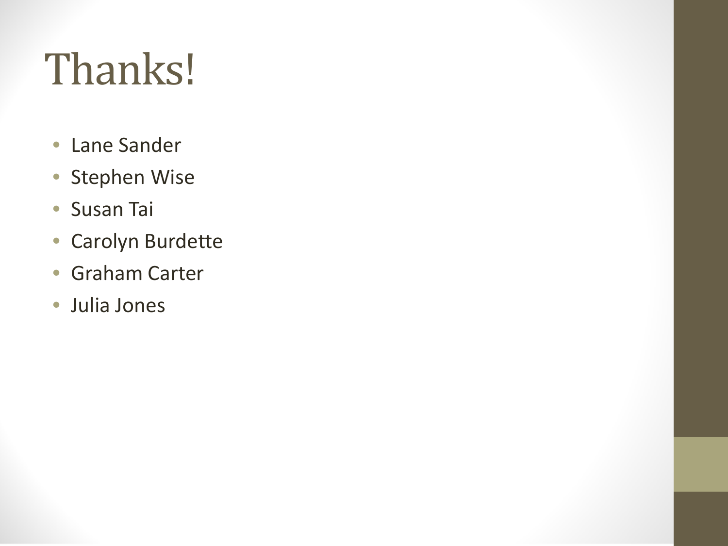# Thanks!

- Lane Sander
- Stephen Wise
- Susan Tai
- Carolyn Burdette
- Graham Carter
- Julia Jones